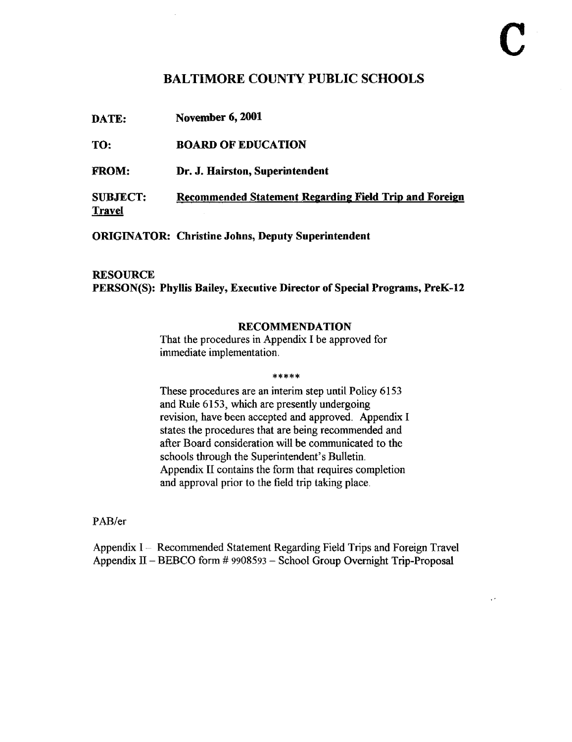C

# BALTIMORE COUNTY PUBLIC SCHOOLS

**DATE:** **November 6, 2001**

**TO:** **BOARD OF EDUCATION**

**FROM:** **Dr. J. Hairston, Superintendent**

**SUBJECT:** **<u>Recommended Statement Regarding Field Trip and Foreign Travel</u>**

**ORIGINATOR: Christine Johns, Deputy Superintendent**

**RESOURCE PERSON(S): Phyllis Bailey, Executive Director of Special Programs, PreK-12**

## RECOMMENDATION

That the procedures in Appendix I be approved for immediate implementation.

*****

These procedures are an interim step until Policy 6153 and Rule 6153, which are presently undergoing revision, have been accepted and approved. Appendix I states the procedures that are being recommended and after Board consideration will be communicated to the schools through the Superintendent's Bulletin. Appendix II contains the form that requires completion and approval prior to the field trip taking place.

PAB/er

Appendix I – Recommended Statement Regarding Field Trips and Foreign Travel
Appendix II – BEBCO form # 9908593 – School Group Overnight Trip-Proposal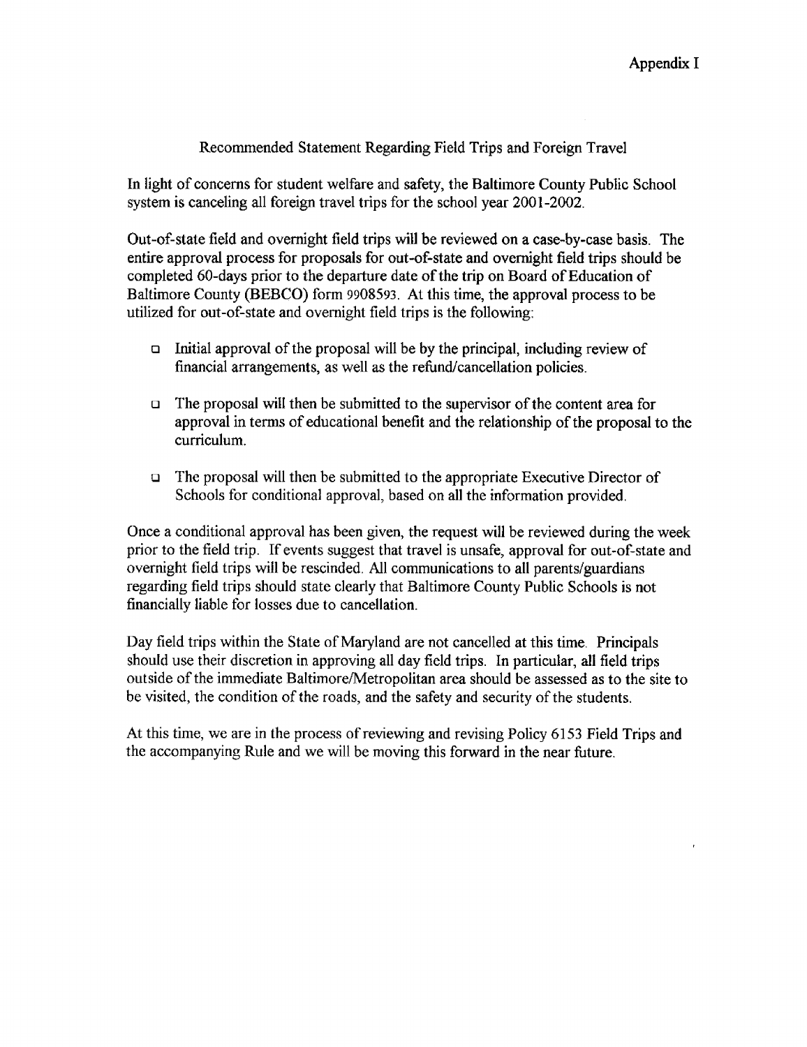Appendix I

## Recommended Statement Regarding Field Trips and Foreign Travel

In light of concerns for student welfare and safety, the Baltimore County Public School system is canceling all foreign travel trips for the school year 2001-2002.

Out-of-state field and overnight field trips will be reviewed on a case-by-case basis. The entire approval process for proposals for out-of-state and overnight field trips should be completed 60-days prior to the departure date of the trip on Board of Education of Baltimore County (BEBCO) form 9908593. At this time, the approval process to be utilized for out-of-state and overnight field trips is the following:

- Initial approval of the proposal will be by the principal, including review of financial arrangements, as well as the refund/cancellation policies.
- The proposal will then be submitted to the supervisor of the content area for approval in terms of educational benefit and the relationship of the proposal to the curriculum.
- The proposal will then be submitted to the appropriate Executive Director of Schools for conditional approval, based on all the information provided.

Once a conditional approval has been given, the request will be reviewed during the week prior to the field trip. If events suggest that travel is unsafe, approval for out-of-state and overnight field trips will be rescinded. All communications to all parents/guardians regarding field trips should state clearly that Baltimore County Public Schools is not financially liable for losses due to cancellation.

Day field trips within the State of Maryland are not cancelled at this time. Principals should use their discretion in approving all day field trips. In particular, all field trips outside of the immediate Baltimore/Metropolitan area should be assessed as to the site to be visited, the condition of the roads, and the safety and security of the students.

At this time, we are in the process of reviewing and revising Policy 6153 Field Trips and the accompanying Rule and we will be moving this forward in the near future.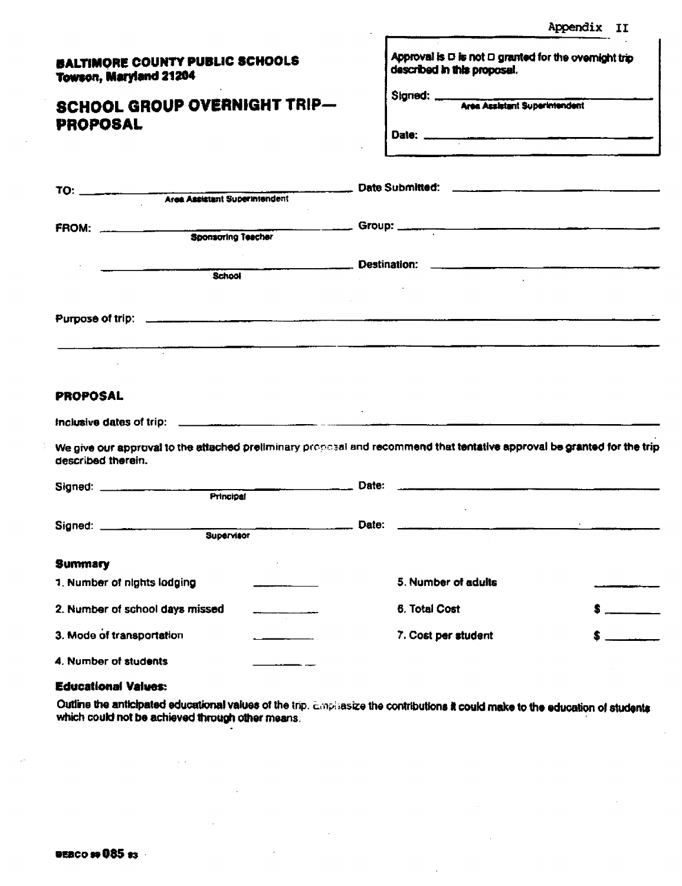Appendix II

**BALTIMORE COUNTY PUBLIC SCHOOLS**
**Towson, Maryland 21204**

# SCHOOL GROUP OVERNIGHT TRIP—PROPOSAL

Approval is ☐ is not ☐ granted for the overnight trip described in this proposal.

Signed: ______________________________
Area Assistant Superintendent

Date: ______________________________

TO: ______________________________ Date Submitted: ______________________________
Area Assistant Superintendent

FROM: ______________________________ Group: ______________________________
Sponsoring Teacher

______________________________ Destination: ______________________________
School

Purpose of trip: ______________________________

______________________________

## PROPOSAL

Inclusive dates of trip: ______________________________

We give our approval to the attached preliminary proposal and recommend that tentative approval be granted for the trip described therein.

Signed: ______________________________ Date: ______________________________
Principal

Signed: ______________________________ Date: ______________________________
Supervisor

### Summary

| | | | |
|---|---|---|---|
| 1. Number of nights lodging | ________ | 5. Number of adults | ________ |
| 2. Number of school days missed | ________ | 6. Total Cost | $ ________ |
| 3. Mode of transportation | ________ | 7. Cost per student | $ ________ |
| 4. Number of students | ________ | | |

### Educational Values:

Outline the anticipated educational values of the trip. Emphasize the contributions it could make to the education of students which could not be achieved through other means.

BEBCO 89 085 83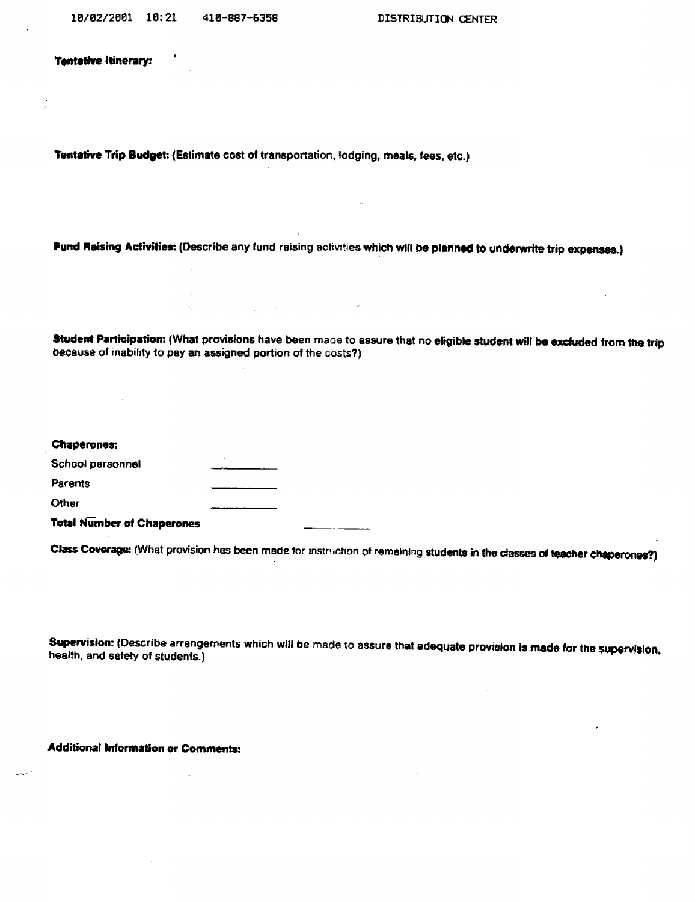**Tentative Itinerary:**

**Tentative Trip Budget:** (Estimate cost of transportation, lodging, meals, fees, etc.)

**Fund Raising Activities:** (Describe any fund raising activities which will be planned to underwrite trip expenses.)

**Student Participation:** (What provisions have been made to assure that no eligible student will be excluded from the trip because of inability to pay an assigned portion of the costs?)

**Chaperones:**

School personnel ____________

Parents ____________

Other ____________

**Total Number of Chaperones** ____________

**Class Coverage:** (What provision has been made for instruction of remaining students in the classes of teacher chaperones?)

**Supervision:** (Describe arrangements which will be made to assure that adequate provision is made for the supervision, health, and safety of students.)

**Additional Information or Comments:**